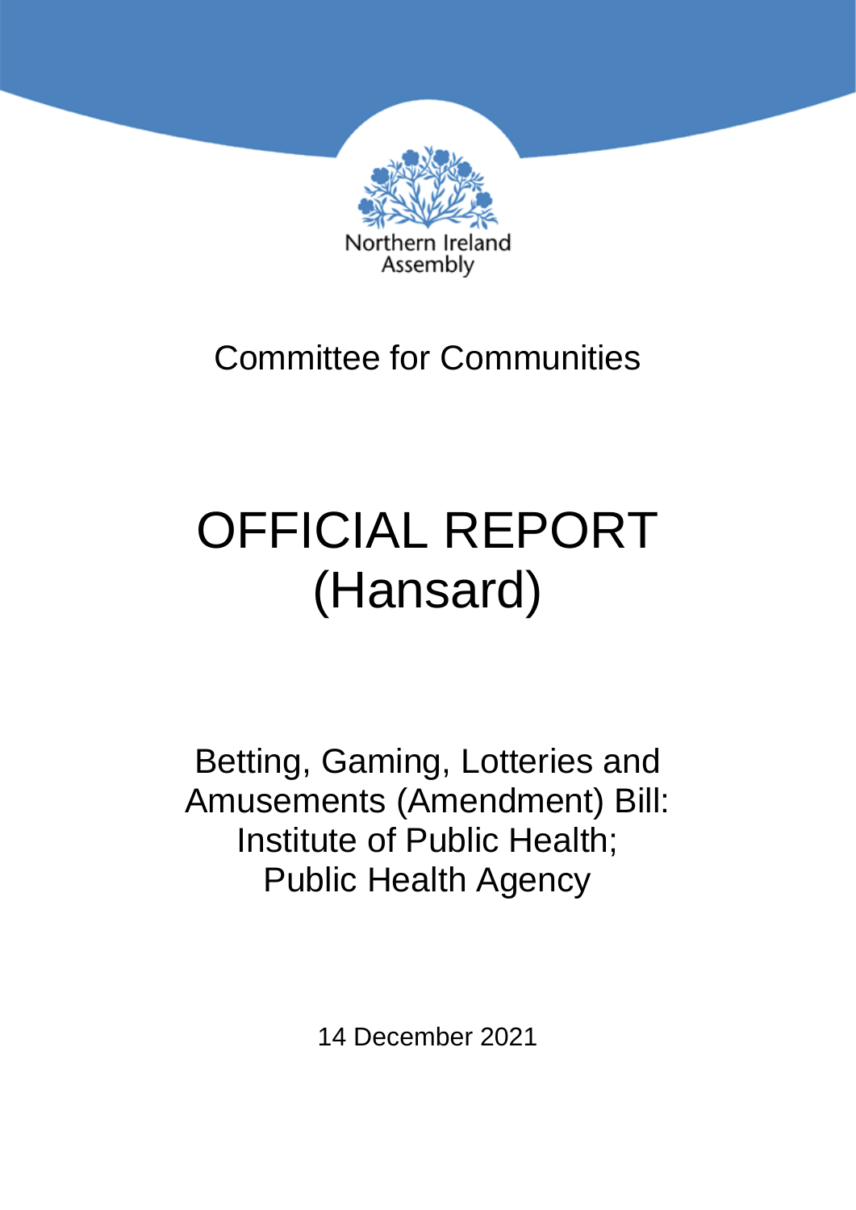Northern Ireland Assembly

Committee for Communities

# OFFICIAL REPORT (Hansard)

## Betting, Gaming, Lotteries and Amusements (Amendment) Bill: Institute of Public Health; Public Health Agency

14 December 2021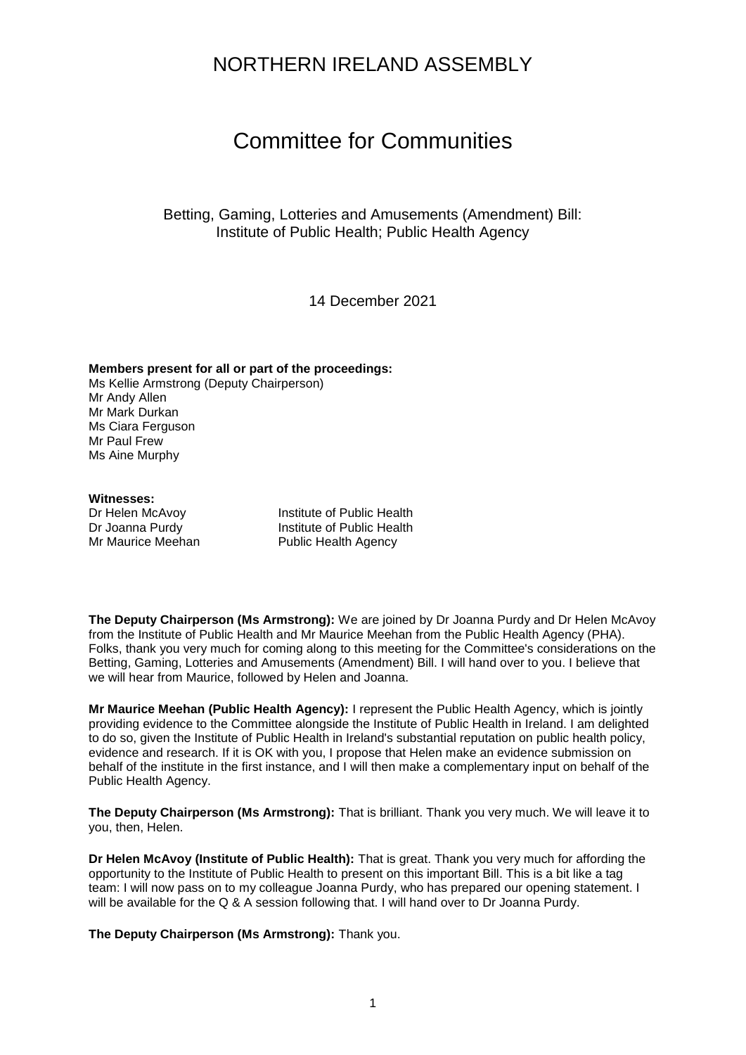# NORTHERN IRELAND ASSEMBLY

# Committee for Communities

Betting, Gaming, Lotteries and Amusements (Amendment) Bill:
Institute of Public Health; Public Health Agency

14 December 2021

**Members present for all or part of the proceedings:**
Ms Kellie Armstrong (Deputy Chairperson)
Mr Andy Allen
Mr Mark Durkan
Ms Ciara Ferguson
Mr Paul Frew
Ms Aine Murphy

**Witnesses:**

| | |
|---|---|
| Dr Helen McAvoy | Institute of Public Health |
| Dr Joanna Purdy | Institute of Public Health |
| Mr Maurice Meehan | Public Health Agency |

**The Deputy Chairperson (Ms Armstrong):** We are joined by Dr Joanna Purdy and Dr Helen McAvoy from the Institute of Public Health and Mr Maurice Meehan from the Public Health Agency (PHA). Folks, thank you very much for coming along to this meeting for the Committee's considerations on the Betting, Gaming, Lotteries and Amusements (Amendment) Bill. I will hand over to you. I believe that we will hear from Maurice, followed by Helen and Joanna.

**Mr Maurice Meehan (Public Health Agency):** I represent the Public Health Agency, which is jointly providing evidence to the Committee alongside the Institute of Public Health in Ireland. I am delighted to do so, given the Institute of Public Health in Ireland's substantial reputation on public health policy, evidence and research. If it is OK with you, I propose that Helen make an evidence submission on behalf of the institute in the first instance, and I will then make a complementary input on behalf of the Public Health Agency.

**The Deputy Chairperson (Ms Armstrong):** That is brilliant. Thank you very much. We will leave it to you, then, Helen.

**Dr Helen McAvoy (Institute of Public Health):** That is great. Thank you very much for affording the opportunity to the Institute of Public Health to present on this important Bill. This is a bit like a tag team: I will now pass on to my colleague Joanna Purdy, who has prepared our opening statement. I will be available for the Q & A session following that. I will hand over to Dr Joanna Purdy.

**The Deputy Chairperson (Ms Armstrong):** Thank you.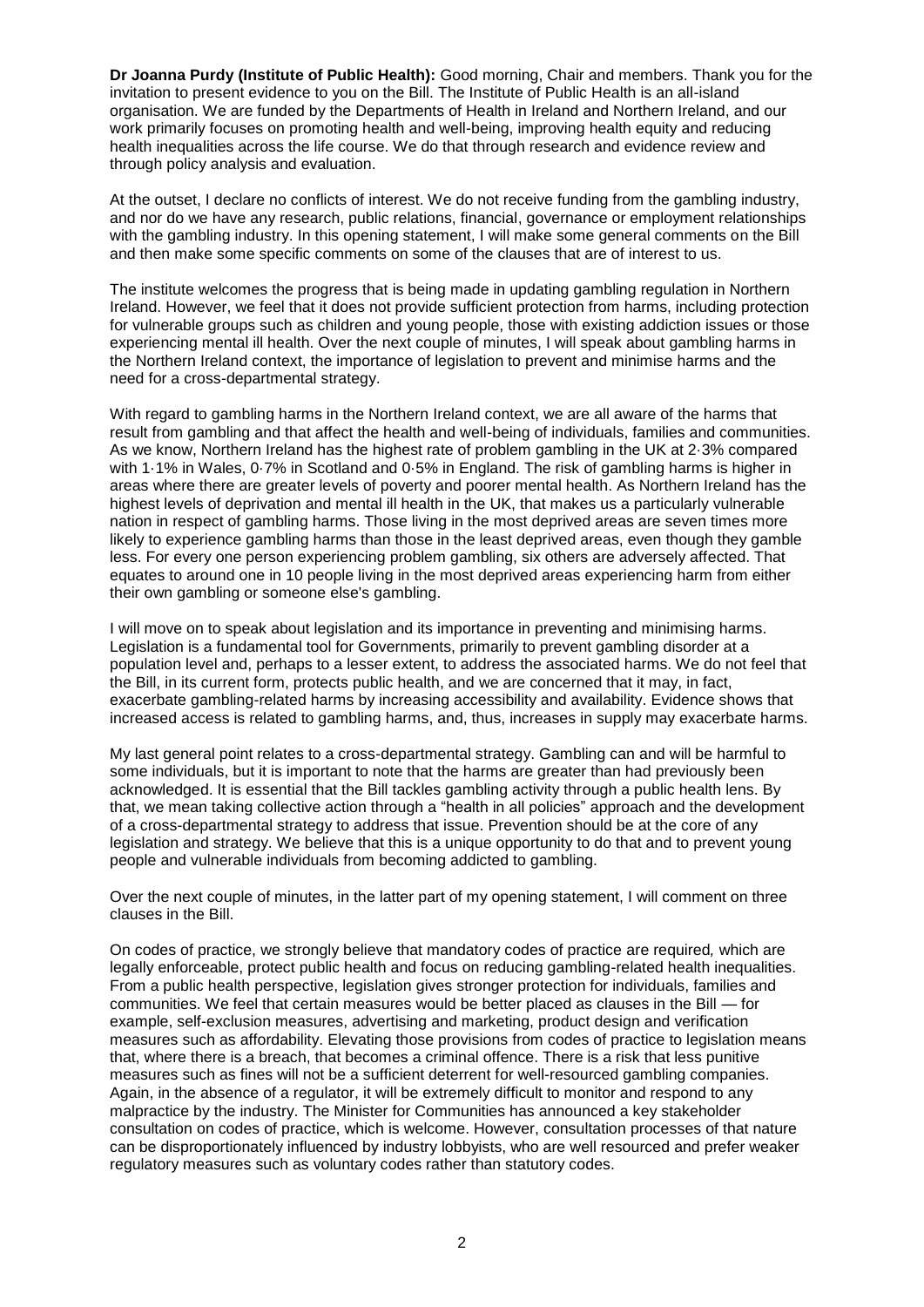**Dr Joanna Purdy (Institute of Public Health):** Good morning, Chair and members. Thank you for the invitation to present evidence to you on the Bill. The Institute of Public Health is an all-island organisation. We are funded by the Departments of Health in Ireland and Northern Ireland, and our work primarily focuses on promoting health and well-being, improving health equity and reducing health inequalities across the life course. We do that through research and evidence review and through policy analysis and evaluation.

At the outset, I declare no conflicts of interest. We do not receive funding from the gambling industry, and nor do we have any research, public relations, financial, governance or employment relationships with the gambling industry. In this opening statement, I will make some general comments on the Bill and then make some specific comments on some of the clauses that are of interest to us.

The institute welcomes the progress that is being made in updating gambling regulation in Northern Ireland. However, we feel that it does not provide sufficient protection from harms, including protection for vulnerable groups such as children and young people, those with existing addiction issues or those experiencing mental ill health. Over the next couple of minutes, I will speak about gambling harms in the Northern Ireland context, the importance of legislation to prevent and minimise harms and the need for a cross-departmental strategy.

With regard to gambling harms in the Northern Ireland context, we are all aware of the harms that result from gambling and that affect the health and well-being of individuals, families and communities. As we know, Northern Ireland has the highest rate of problem gambling in the UK at 2·3% compared with 1·1% in Wales, 0·7% in Scotland and 0·5% in England. The risk of gambling harms is higher in areas where there are greater levels of poverty and poorer mental health. As Northern Ireland has the highest levels of deprivation and mental ill health in the UK, that makes us a particularly vulnerable nation in respect of gambling harms. Those living in the most deprived areas are seven times more likely to experience gambling harms than those in the least deprived areas, even though they gamble less. For every one person experiencing problem gambling, six others are adversely affected. That equates to around one in 10 people living in the most deprived areas experiencing harm from either their own gambling or someone else's gambling.

I will move on to speak about legislation and its importance in preventing and minimising harms. Legislation is a fundamental tool for Governments, primarily to prevent gambling disorder at a population level and, perhaps to a lesser extent, to address the associated harms. We do not feel that the Bill, in its current form, protects public health, and we are concerned that it may, in fact, exacerbate gambling-related harms by increasing accessibility and availability. Evidence shows that increased access is related to gambling harms, and, thus, increases in supply may exacerbate harms.

My last general point relates to a cross-departmental strategy. Gambling can and will be harmful to some individuals, but it is important to note that the harms are greater than had previously been acknowledged. It is essential that the Bill tackles gambling activity through a public health lens. By that, we mean taking collective action through a "health in all policies" approach and the development of a cross-departmental strategy to address that issue. Prevention should be at the core of any legislation and strategy. We believe that this is a unique opportunity to do that and to prevent young people and vulnerable individuals from becoming addicted to gambling.

Over the next couple of minutes, in the latter part of my opening statement, I will comment on three clauses in the Bill.

On codes of practice, we strongly believe that mandatory codes of practice are required*,* which are legally enforceable, protect public health and focus on reducing gambling-related health inequalities. From a public health perspective, legislation gives stronger protection for individuals, families and communities. We feel that certain measures would be better placed as clauses in the Bill — for example, self-exclusion measures, advertising and marketing, product design and verification measures such as affordability. Elevating those provisions from codes of practice to legislation means that, where there is a breach, that becomes a criminal offence. There is a risk that less punitive measures such as fines will not be a sufficient deterrent for well-resourced gambling companies. Again, in the absence of a regulator, it will be extremely difficult to monitor and respond to any malpractice by the industry. The Minister for Communities has announced a key stakeholder consultation on codes of practice, which is welcome. However, consultation processes of that nature can be disproportionately influenced by industry lobbyists, who are well resourced and prefer weaker regulatory measures such as voluntary codes rather than statutory codes.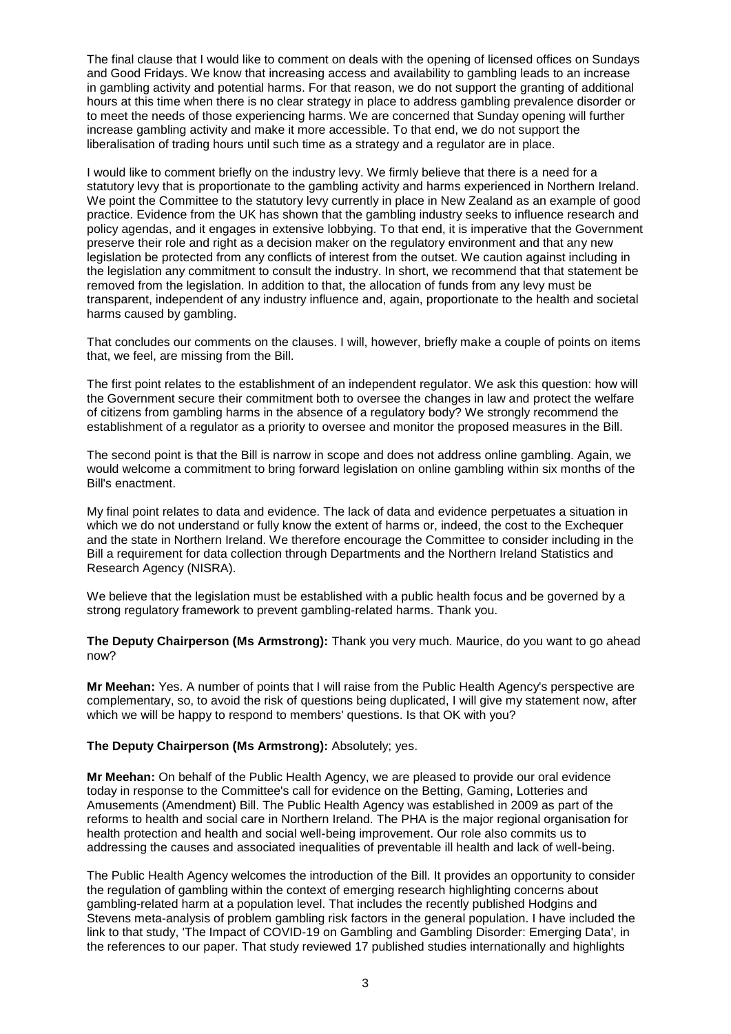The final clause that I would like to comment on deals with the opening of licensed offices on Sundays and Good Fridays. We know that increasing access and availability to gambling leads to an increase in gambling activity and potential harms. For that reason, we do not support the granting of additional hours at this time when there is no clear strategy in place to address gambling prevalence disorder or to meet the needs of those experiencing harms. We are concerned that Sunday opening will further increase gambling activity and make it more accessible. To that end, we do not support the liberalisation of trading hours until such time as a strategy and a regulator are in place.

I would like to comment briefly on the industry levy. We firmly believe that there is a need for a statutory levy that is proportionate to the gambling activity and harms experienced in Northern Ireland. We point the Committee to the statutory levy currently in place in New Zealand as an example of good practice. Evidence from the UK has shown that the gambling industry seeks to influence research and policy agendas, and it engages in extensive lobbying. To that end, it is imperative that the Government preserve their role and right as a decision maker on the regulatory environment and that any new legislation be protected from any conflicts of interest from the outset. We caution against including in the legislation any commitment to consult the industry. In short, we recommend that that statement be removed from the legislation. In addition to that, the allocation of funds from any levy must be transparent, independent of any industry influence and, again, proportionate to the health and societal harms caused by gambling.

That concludes our comments on the clauses. I will, however, briefly make a couple of points on items that, we feel, are missing from the Bill.

The first point relates to the establishment of an independent regulator. We ask this question: how will the Government secure their commitment both to oversee the changes in law and protect the welfare of citizens from gambling harms in the absence of a regulatory body? We strongly recommend the establishment of a regulator as a priority to oversee and monitor the proposed measures in the Bill.

The second point is that the Bill is narrow in scope and does not address online gambling. Again, we would welcome a commitment to bring forward legislation on online gambling within six months of the Bill's enactment.

My final point relates to data and evidence. The lack of data and evidence perpetuates a situation in which we do not understand or fully know the extent of harms or, indeed, the cost to the Exchequer and the state in Northern Ireland. We therefore encourage the Committee to consider including in the Bill a requirement for data collection through Departments and the Northern Ireland Statistics and Research Agency (NISRA).

We believe that the legislation must be established with a public health focus and be governed by a strong regulatory framework to prevent gambling-related harms. Thank you.

**The Deputy Chairperson (Ms Armstrong):** Thank you very much. Maurice, do you want to go ahead now?

**Mr Meehan:** Yes. A number of points that I will raise from the Public Health Agency's perspective are complementary, so, to avoid the risk of questions being duplicated, I will give my statement now, after which we will be happy to respond to members' questions. Is that OK with you?

**The Deputy Chairperson (Ms Armstrong):** Absolutely; yes.

**Mr Meehan:** On behalf of the Public Health Agency, we are pleased to provide our oral evidence today in response to the Committee's call for evidence on the Betting, Gaming, Lotteries and Amusements (Amendment) Bill. The Public Health Agency was established in 2009 as part of the reforms to health and social care in Northern Ireland. The PHA is the major regional organisation for health protection and health and social well-being improvement. Our role also commits us to addressing the causes and associated inequalities of preventable ill health and lack of well-being.

The Public Health Agency welcomes the introduction of the Bill. It provides an opportunity to consider the regulation of gambling within the context of emerging research highlighting concerns about gambling-related harm at a population level. That includes the recently published Hodgins and Stevens meta-analysis of problem gambling risk factors in the general population. I have included the link to that study, 'The Impact of COVID-19 on Gambling and Gambling Disorder: Emerging Data', in the references to our paper. That study reviewed 17 published studies internationally and highlights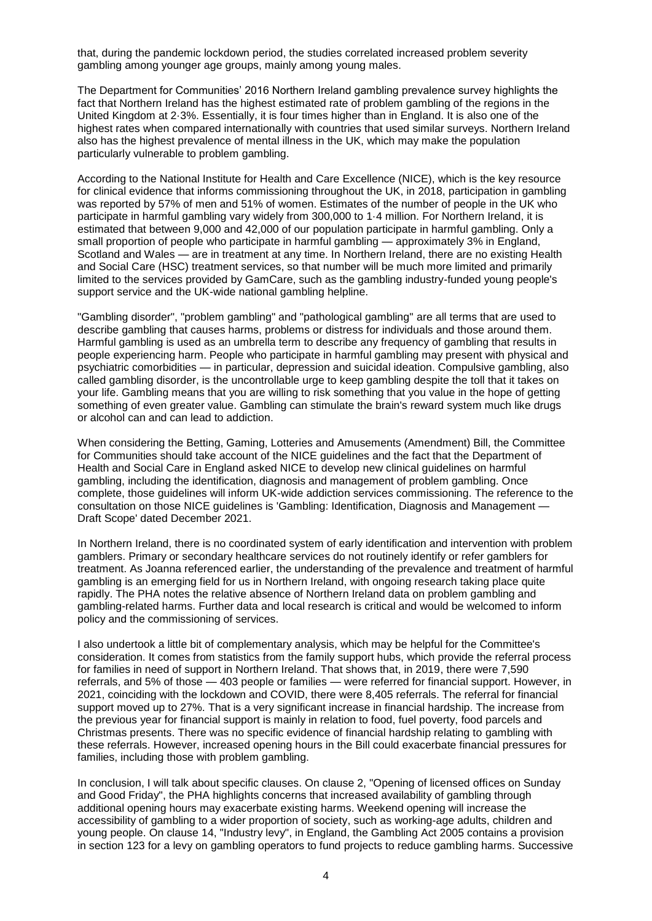that, during the pandemic lockdown period, the studies correlated increased problem severity gambling among younger age groups, mainly among young males.

The Department for Communities' 2016 Northern Ireland gambling prevalence survey highlights the fact that Northern Ireland has the highest estimated rate of problem gambling of the regions in the United Kingdom at 2·3%. Essentially, it is four times higher than in England. It is also one of the highest rates when compared internationally with countries that used similar surveys. Northern Ireland also has the highest prevalence of mental illness in the UK, which may make the population particularly vulnerable to problem gambling.

According to the National Institute for Health and Care Excellence (NICE), which is the key resource for clinical evidence that informs commissioning throughout the UK, in 2018, participation in gambling was reported by 57% of men and 51% of women. Estimates of the number of people in the UK who participate in harmful gambling vary widely from 300,000 to 1·4 million. For Northern Ireland, it is estimated that between 9,000 and 42,000 of our population participate in harmful gambling. Only a small proportion of people who participate in harmful gambling — approximately 3% in England, Scotland and Wales — are in treatment at any time. In Northern Ireland, there are no existing Health and Social Care (HSC) treatment services, so that number will be much more limited and primarily limited to the services provided by GamCare, such as the gambling industry-funded young people's support service and the UK-wide national gambling helpline.

"Gambling disorder", "problem gambling" and "pathological gambling" are all terms that are used to describe gambling that causes harms, problems or distress for individuals and those around them. Harmful gambling is used as an umbrella term to describe any frequency of gambling that results in people experiencing harm. People who participate in harmful gambling may present with physical and psychiatric comorbidities — in particular, depression and suicidal ideation. Compulsive gambling, also called gambling disorder, is the uncontrollable urge to keep gambling despite the toll that it takes on your life. Gambling means that you are willing to risk something that you value in the hope of getting something of even greater value. Gambling can stimulate the brain's reward system much like drugs or alcohol can and can lead to addiction.

When considering the Betting, Gaming, Lotteries and Amusements (Amendment) Bill, the Committee for Communities should take account of the NICE guidelines and the fact that the Department of Health and Social Care in England asked NICE to develop new clinical guidelines on harmful gambling, including the identification, diagnosis and management of problem gambling. Once complete, those guidelines will inform UK-wide addiction services commissioning. The reference to the consultation on those NICE guidelines is 'Gambling: Identification, Diagnosis and Management — Draft Scope' dated December 2021.

In Northern Ireland, there is no coordinated system of early identification and intervention with problem gamblers. Primary or secondary healthcare services do not routinely identify or refer gamblers for treatment. As Joanna referenced earlier, the understanding of the prevalence and treatment of harmful gambling is an emerging field for us in Northern Ireland, with ongoing research taking place quite rapidly. The PHA notes the relative absence of Northern Ireland data on problem gambling and gambling-related harms. Further data and local research is critical and would be welcomed to inform policy and the commissioning of services.

I also undertook a little bit of complementary analysis, which may be helpful for the Committee's consideration. It comes from statistics from the family support hubs, which provide the referral process for families in need of support in Northern Ireland. That shows that, in 2019, there were 7,590 referrals, and 5% of those — 403 people or families — were referred for financial support. However, in 2021, coinciding with the lockdown and COVID, there were 8,405 referrals. The referral for financial support moved up to 27%. That is a very significant increase in financial hardship. The increase from the previous year for financial support is mainly in relation to food, fuel poverty, food parcels and Christmas presents. There was no specific evidence of financial hardship relating to gambling with these referrals. However, increased opening hours in the Bill could exacerbate financial pressures for families, including those with problem gambling.

In conclusion, I will talk about specific clauses. On clause 2, "Opening of licensed offices on Sunday and Good Friday", the PHA highlights concerns that increased availability of gambling through additional opening hours may exacerbate existing harms. Weekend opening will increase the accessibility of gambling to a wider proportion of society, such as working-age adults, children and young people. On clause 14, "Industry levy", in England, the Gambling Act 2005 contains a provision in section 123 for a levy on gambling operators to fund projects to reduce gambling harms. Successive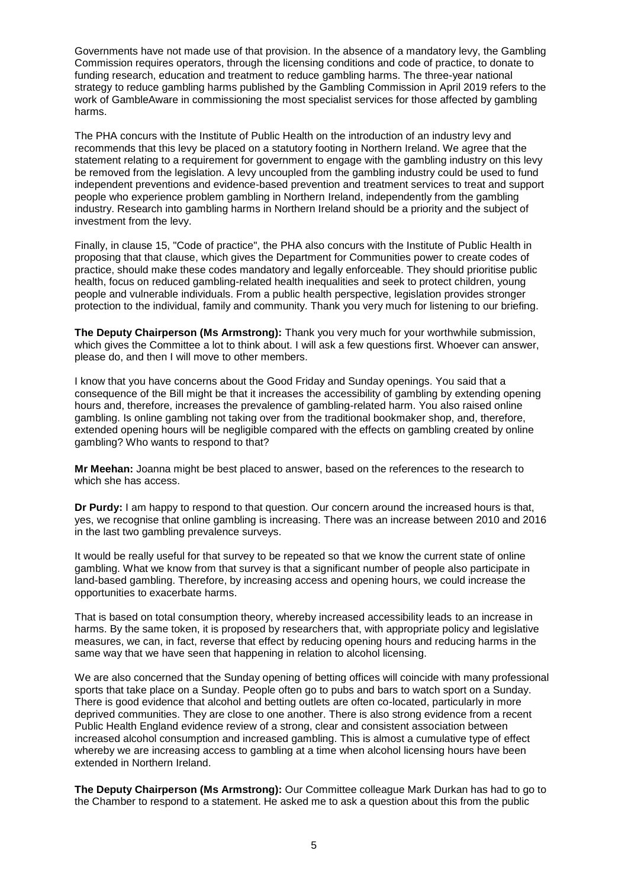Governments have not made use of that provision. In the absence of a mandatory levy, the Gambling Commission requires operators, through the licensing conditions and code of practice, to donate to funding research, education and treatment to reduce gambling harms. The three-year national strategy to reduce gambling harms published by the Gambling Commission in April 2019 refers to the work of GambleAware in commissioning the most specialist services for those affected by gambling harms.

The PHA concurs with the Institute of Public Health on the introduction of an industry levy and recommends that this levy be placed on a statutory footing in Northern Ireland. We agree that the statement relating to a requirement for government to engage with the gambling industry on this levy be removed from the legislation. A levy uncoupled from the gambling industry could be used to fund independent preventions and evidence-based prevention and treatment services to treat and support people who experience problem gambling in Northern Ireland, independently from the gambling industry. Research into gambling harms in Northern Ireland should be a priority and the subject of investment from the levy.

Finally, in clause 15, "Code of practice", the PHA also concurs with the Institute of Public Health in proposing that that clause, which gives the Department for Communities power to create codes of practice, should make these codes mandatory and legally enforceable. They should prioritise public health, focus on reduced gambling-related health inequalities and seek to protect children, young people and vulnerable individuals. From a public health perspective, legislation provides stronger protection to the individual, family and community. Thank you very much for listening to our briefing.

**The Deputy Chairperson (Ms Armstrong):** Thank you very much for your worthwhile submission, which gives the Committee a lot to think about. I will ask a few questions first. Whoever can answer, please do, and then I will move to other members.

I know that you have concerns about the Good Friday and Sunday openings. You said that a consequence of the Bill might be that it increases the accessibility of gambling by extending opening hours and, therefore, increases the prevalence of gambling-related harm. You also raised online gambling. Is online gambling not taking over from the traditional bookmaker shop, and, therefore, extended opening hours will be negligible compared with the effects on gambling created by online gambling? Who wants to respond to that?

**Mr Meehan:** Joanna might be best placed to answer, based on the references to the research to which she has access.

**Dr Purdy:** I am happy to respond to that question. Our concern around the increased hours is that, yes, we recognise that online gambling is increasing. There was an increase between 2010 and 2016 in the last two gambling prevalence surveys.

It would be really useful for that survey to be repeated so that we know the current state of online gambling. What we know from that survey is that a significant number of people also participate in land-based gambling. Therefore, by increasing access and opening hours, we could increase the opportunities to exacerbate harms.

That is based on total consumption theory, whereby increased accessibility leads to an increase in harms. By the same token, it is proposed by researchers that, with appropriate policy and legislative measures, we can, in fact, reverse that effect by reducing opening hours and reducing harms in the same way that we have seen that happening in relation to alcohol licensing.

We are also concerned that the Sunday opening of betting offices will coincide with many professional sports that take place on a Sunday. People often go to pubs and bars to watch sport on a Sunday. There is good evidence that alcohol and betting outlets are often co-located, particularly in more deprived communities. They are close to one another. There is also strong evidence from a recent Public Health England evidence review of a strong, clear and consistent association between increased alcohol consumption and increased gambling. This is almost a cumulative type of effect whereby we are increasing access to gambling at a time when alcohol licensing hours have been extended in Northern Ireland.

**The Deputy Chairperson (Ms Armstrong):** Our Committee colleague Mark Durkan has had to go to the Chamber to respond to a statement. He asked me to ask a question about this from the public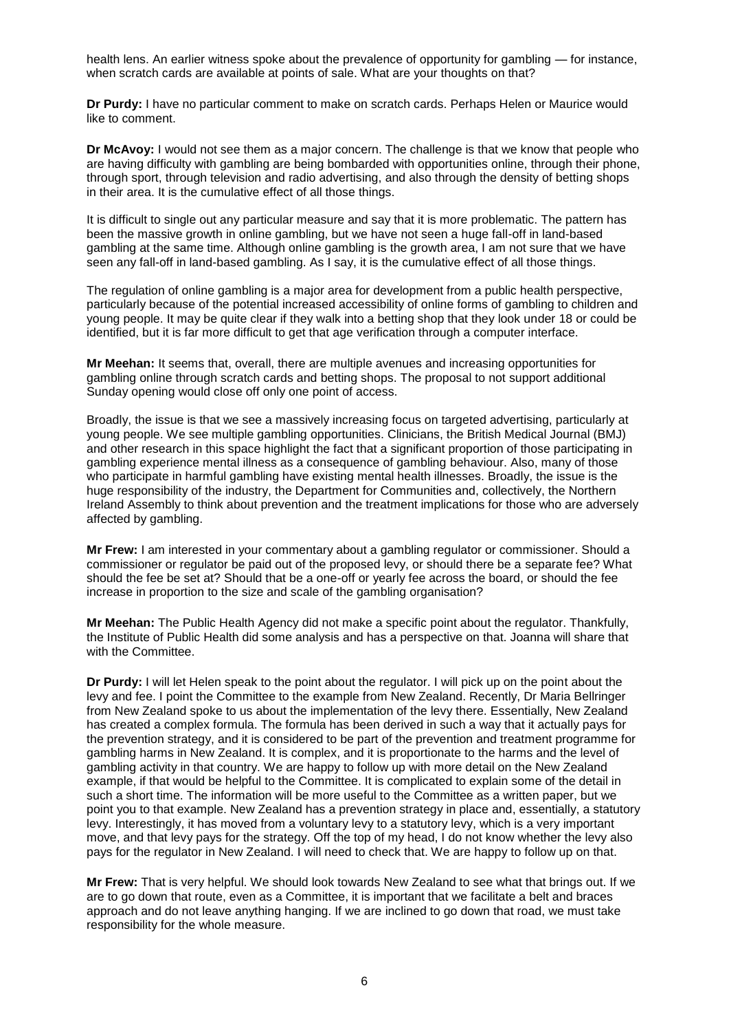health lens. An earlier witness spoke about the prevalence of opportunity for gambling — for instance, when scratch cards are available at points of sale. What are your thoughts on that?

**Dr Purdy:** I have no particular comment to make on scratch cards. Perhaps Helen or Maurice would like to comment.

**Dr McAvoy:** I would not see them as a major concern. The challenge is that we know that people who are having difficulty with gambling are being bombarded with opportunities online, through their phone, through sport, through television and radio advertising, and also through the density of betting shops in their area. It is the cumulative effect of all those things.

It is difficult to single out any particular measure and say that it is more problematic. The pattern has been the massive growth in online gambling, but we have not seen a huge fall-off in land-based gambling at the same time. Although online gambling is the growth area, I am not sure that we have seen any fall-off in land-based gambling. As I say, it is the cumulative effect of all those things.

The regulation of online gambling is a major area for development from a public health perspective, particularly because of the potential increased accessibility of online forms of gambling to children and young people. It may be quite clear if they walk into a betting shop that they look under 18 or could be identified, but it is far more difficult to get that age verification through a computer interface.

**Mr Meehan:** It seems that, overall, there are multiple avenues and increasing opportunities for gambling online through scratch cards and betting shops. The proposal to not support additional Sunday opening would close off only one point of access.

Broadly, the issue is that we see a massively increasing focus on targeted advertising, particularly at young people. We see multiple gambling opportunities. Clinicians, the British Medical Journal (BMJ) and other research in this space highlight the fact that a significant proportion of those participating in gambling experience mental illness as a consequence of gambling behaviour. Also, many of those who participate in harmful gambling have existing mental health illnesses. Broadly, the issue is the huge responsibility of the industry, the Department for Communities and, collectively, the Northern Ireland Assembly to think about prevention and the treatment implications for those who are adversely affected by gambling.

**Mr Frew:** I am interested in your commentary about a gambling regulator or commissioner. Should a commissioner or regulator be paid out of the proposed levy, or should there be a separate fee? What should the fee be set at? Should that be a one-off or yearly fee across the board, or should the fee increase in proportion to the size and scale of the gambling organisation?

**Mr Meehan:** The Public Health Agency did not make a specific point about the regulator. Thankfully, the Institute of Public Health did some analysis and has a perspective on that. Joanna will share that with the Committee.

**Dr Purdy:** I will let Helen speak to the point about the regulator. I will pick up on the point about the levy and fee. I point the Committee to the example from New Zealand. Recently, Dr Maria Bellringer from New Zealand spoke to us about the implementation of the levy there. Essentially, New Zealand has created a complex formula. The formula has been derived in such a way that it actually pays for the prevention strategy, and it is considered to be part of the prevention and treatment programme for gambling harms in New Zealand. It is complex, and it is proportionate to the harms and the level of gambling activity in that country. We are happy to follow up with more detail on the New Zealand example, if that would be helpful to the Committee. It is complicated to explain some of the detail in such a short time. The information will be more useful to the Committee as a written paper, but we point you to that example. New Zealand has a prevention strategy in place and, essentially, a statutory levy. Interestingly, it has moved from a voluntary levy to a statutory levy, which is a very important move, and that levy pays for the strategy. Off the top of my head, I do not know whether the levy also pays for the regulator in New Zealand. I will need to check that. We are happy to follow up on that.

**Mr Frew:** That is very helpful. We should look towards New Zealand to see what that brings out. If we are to go down that route, even as a Committee, it is important that we facilitate a belt and braces approach and do not leave anything hanging. If we are inclined to go down that road, we must take responsibility for the whole measure.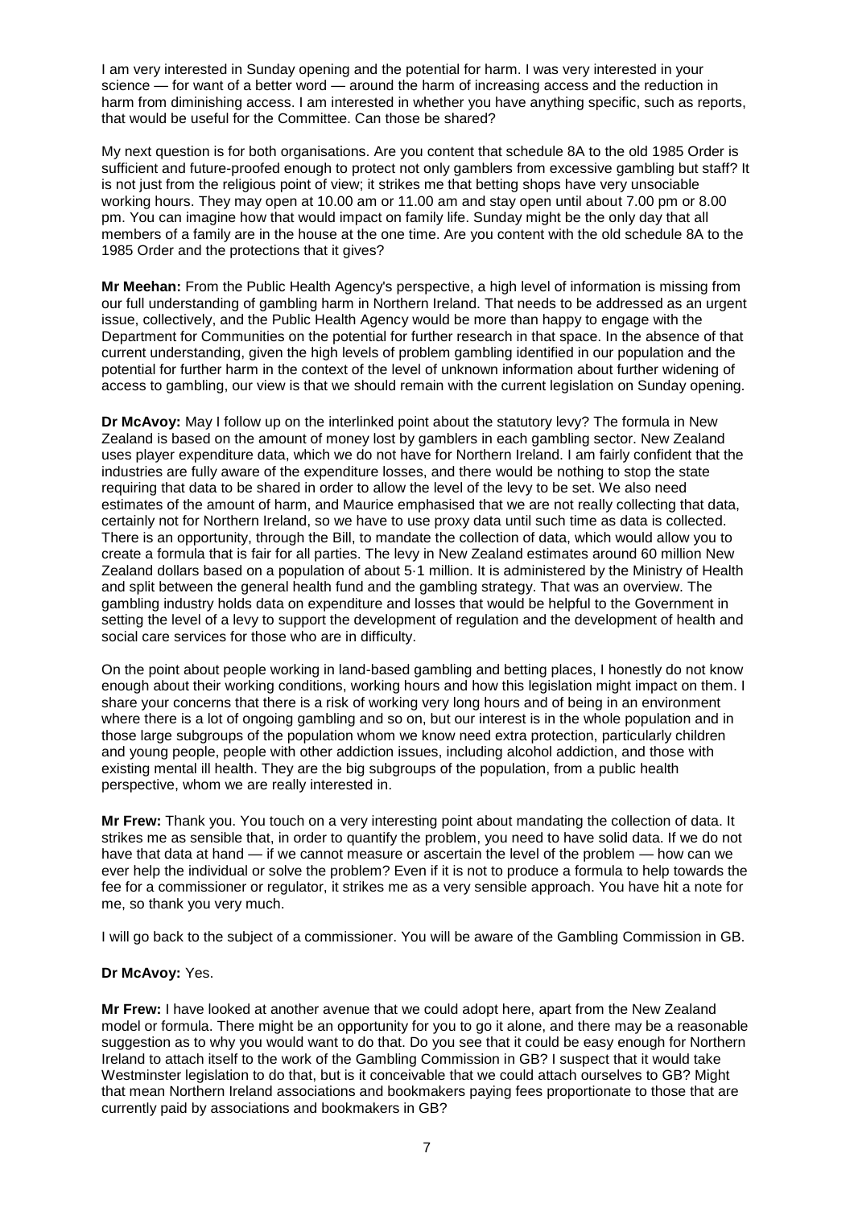I am very interested in Sunday opening and the potential for harm. I was very interested in your science — for want of a better word — around the harm of increasing access and the reduction in harm from diminishing access. I am interested in whether you have anything specific, such as reports, that would be useful for the Committee. Can those be shared?

My next question is for both organisations. Are you content that schedule 8A to the old 1985 Order is sufficient and future-proofed enough to protect not only gamblers from excessive gambling but staff? It is not just from the religious point of view; it strikes me that betting shops have very unsociable working hours. They may open at 10.00 am or 11.00 am and stay open until about 7.00 pm or 8.00 pm. You can imagine how that would impact on family life. Sunday might be the only day that all members of a family are in the house at the one time. Are you content with the old schedule 8A to the 1985 Order and the protections that it gives?

**Mr Meehan:** From the Public Health Agency's perspective, a high level of information is missing from our full understanding of gambling harm in Northern Ireland. That needs to be addressed as an urgent issue, collectively, and the Public Health Agency would be more than happy to engage with the Department for Communities on the potential for further research in that space. In the absence of that current understanding, given the high levels of problem gambling identified in our population and the potential for further harm in the context of the level of unknown information about further widening of access to gambling, our view is that we should remain with the current legislation on Sunday opening.

**Dr McAvoy:** May I follow up on the interlinked point about the statutory levy? The formula in New Zealand is based on the amount of money lost by gamblers in each gambling sector. New Zealand uses player expenditure data, which we do not have for Northern Ireland. I am fairly confident that the industries are fully aware of the expenditure losses, and there would be nothing to stop the state requiring that data to be shared in order to allow the level of the levy to be set. We also need estimates of the amount of harm, and Maurice emphasised that we are not really collecting that data, certainly not for Northern Ireland, so we have to use proxy data until such time as data is collected. There is an opportunity, through the Bill, to mandate the collection of data, which would allow you to create a formula that is fair for all parties. The levy in New Zealand estimates around 60 million New Zealand dollars based on a population of about 5·1 million. It is administered by the Ministry of Health and split between the general health fund and the gambling strategy. That was an overview. The gambling industry holds data on expenditure and losses that would be helpful to the Government in setting the level of a levy to support the development of regulation and the development of health and social care services for those who are in difficulty.

On the point about people working in land-based gambling and betting places, I honestly do not know enough about their working conditions, working hours and how this legislation might impact on them. I share your concerns that there is a risk of working very long hours and of being in an environment where there is a lot of ongoing gambling and so on, but our interest is in the whole population and in those large subgroups of the population whom we know need extra protection, particularly children and young people, people with other addiction issues, including alcohol addiction, and those with existing mental ill health. They are the big subgroups of the population, from a public health perspective, whom we are really interested in.

**Mr Frew:** Thank you. You touch on a very interesting point about mandating the collection of data. It strikes me as sensible that, in order to quantify the problem, you need to have solid data. If we do not have that data at hand — if we cannot measure or ascertain the level of the problem — how can we ever help the individual or solve the problem? Even if it is not to produce a formula to help towards the fee for a commissioner or regulator, it strikes me as a very sensible approach. You have hit a note for me, so thank you very much.

I will go back to the subject of a commissioner. You will be aware of the Gambling Commission in GB.

**Dr McAvoy:** Yes.

**Mr Frew:** I have looked at another avenue that we could adopt here, apart from the New Zealand model or formula. There might be an opportunity for you to go it alone, and there may be a reasonable suggestion as to why you would want to do that. Do you see that it could be easy enough for Northern Ireland to attach itself to the work of the Gambling Commission in GB? I suspect that it would take Westminster legislation to do that, but is it conceivable that we could attach ourselves to GB? Might that mean Northern Ireland associations and bookmakers paying fees proportionate to those that are currently paid by associations and bookmakers in GB?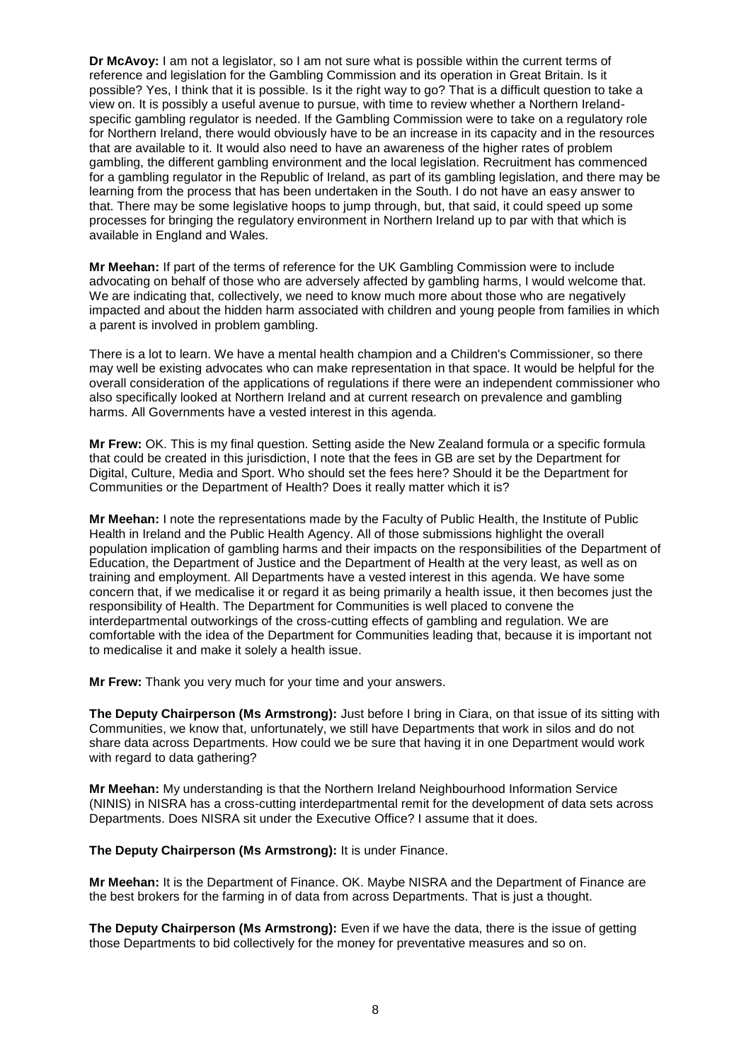**Dr McAvoy:** I am not a legislator, so I am not sure what is possible within the current terms of reference and legislation for the Gambling Commission and its operation in Great Britain. Is it possible? Yes, I think that it is possible. Is it the right way to go? That is a difficult question to take a view on. It is possibly a useful avenue to pursue, with time to review whether a Northern Ireland-specific gambling regulator is needed. If the Gambling Commission were to take on a regulatory role for Northern Ireland, there would obviously have to be an increase in its capacity and in the resources that are available to it. It would also need to have an awareness of the higher rates of problem gambling, the different gambling environment and the local legislation. Recruitment has commenced for a gambling regulator in the Republic of Ireland, as part of its gambling legislation, and there may be learning from the process that has been undertaken in the South. I do not have an easy answer to that. There may be some legislative hoops to jump through, but, that said, it could speed up some processes for bringing the regulatory environment in Northern Ireland up to par with that which is available in England and Wales.

**Mr Meehan:** If part of the terms of reference for the UK Gambling Commission were to include advocating on behalf of those who are adversely affected by gambling harms, I would welcome that. We are indicating that, collectively, we need to know much more about those who are negatively impacted and about the hidden harm associated with children and young people from families in which a parent is involved in problem gambling.

There is a lot to learn. We have a mental health champion and a Children's Commissioner, so there may well be existing advocates who can make representation in that space. It would be helpful for the overall consideration of the applications of regulations if there were an independent commissioner who also specifically looked at Northern Ireland and at current research on prevalence and gambling harms. All Governments have a vested interest in this agenda.

**Mr Frew:** OK. This is my final question. Setting aside the New Zealand formula or a specific formula that could be created in this jurisdiction, I note that the fees in GB are set by the Department for Digital, Culture, Media and Sport. Who should set the fees here? Should it be the Department for Communities or the Department of Health? Does it really matter which it is?

**Mr Meehan:** I note the representations made by the Faculty of Public Health, the Institute of Public Health in Ireland and the Public Health Agency. All of those submissions highlight the overall population implication of gambling harms and their impacts on the responsibilities of the Department of Education, the Department of Justice and the Department of Health at the very least, as well as on training and employment. All Departments have a vested interest in this agenda. We have some concern that, if we medicalise it or regard it as being primarily a health issue, it then becomes just the responsibility of Health. The Department for Communities is well placed to convene the interdepartmental outworkings of the cross-cutting effects of gambling and regulation. We are comfortable with the idea of the Department for Communities leading that, because it is important not to medicalise it and make it solely a health issue.

**Mr Frew:** Thank you very much for your time and your answers.

**The Deputy Chairperson (Ms Armstrong):** Just before I bring in Ciara, on that issue of its sitting with Communities, we know that, unfortunately, we still have Departments that work in silos and do not share data across Departments. How could we be sure that having it in one Department would work with regard to data gathering?

**Mr Meehan:** My understanding is that the Northern Ireland Neighbourhood Information Service (NINIS) in NISRA has a cross-cutting interdepartmental remit for the development of data sets across Departments. Does NISRA sit under the Executive Office? I assume that it does.

**The Deputy Chairperson (Ms Armstrong):** It is under Finance.

**Mr Meehan:** It is the Department of Finance. OK. Maybe NISRA and the Department of Finance are the best brokers for the farming in of data from across Departments. That is just a thought.

**The Deputy Chairperson (Ms Armstrong):** Even if we have the data, there is the issue of getting those Departments to bid collectively for the money for preventative measures and so on.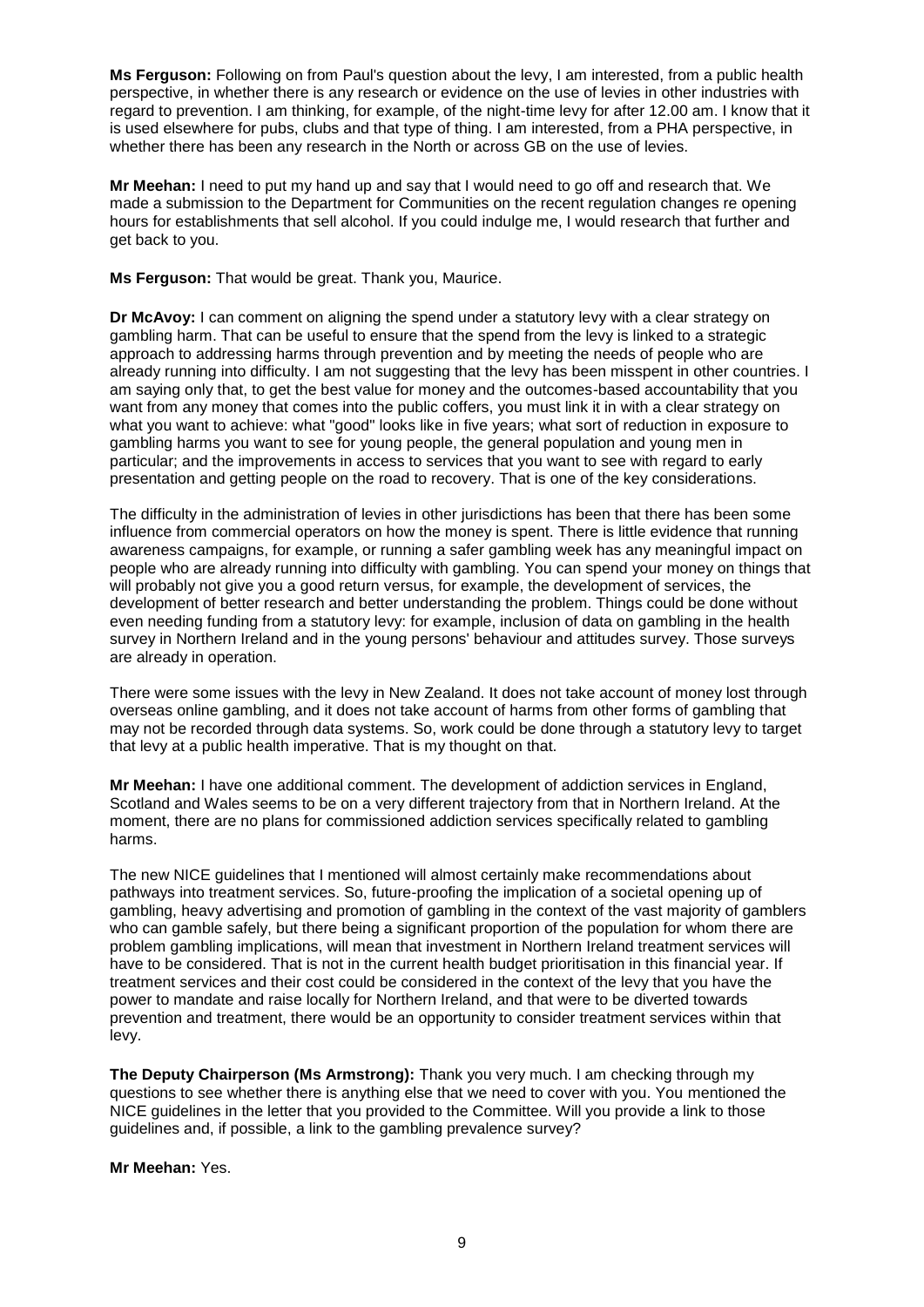**Ms Ferguson:** Following on from Paul's question about the levy, I am interested, from a public health perspective, in whether there is any research or evidence on the use of levies in other industries with regard to prevention. I am thinking, for example, of the night-time levy for after 12.00 am. I know that it is used elsewhere for pubs, clubs and that type of thing. I am interested, from a PHA perspective, in whether there has been any research in the North or across GB on the use of levies.

**Mr Meehan:** I need to put my hand up and say that I would need to go off and research that. We made a submission to the Department for Communities on the recent regulation changes re opening hours for establishments that sell alcohol. If you could indulge me, I would research that further and get back to you.

**Ms Ferguson:** That would be great. Thank you, Maurice.

**Dr McAvoy:** I can comment on aligning the spend under a statutory levy with a clear strategy on gambling harm. That can be useful to ensure that the spend from the levy is linked to a strategic approach to addressing harms through prevention and by meeting the needs of people who are already running into difficulty. I am not suggesting that the levy has been misspent in other countries. I am saying only that, to get the best value for money and the outcomes-based accountability that you want from any money that comes into the public coffers, you must link it in with a clear strategy on what you want to achieve: what "good" looks like in five years; what sort of reduction in exposure to gambling harms you want to see for young people, the general population and young men in particular; and the improvements in access to services that you want to see with regard to early presentation and getting people on the road to recovery. That is one of the key considerations.

The difficulty in the administration of levies in other jurisdictions has been that there has been some influence from commercial operators on how the money is spent. There is little evidence that running awareness campaigns, for example, or running a safer gambling week has any meaningful impact on people who are already running into difficulty with gambling. You can spend your money on things that will probably not give you a good return versus, for example, the development of services, the development of better research and better understanding the problem. Things could be done without even needing funding from a statutory levy: for example, inclusion of data on gambling in the health survey in Northern Ireland and in the young persons' behaviour and attitudes survey. Those surveys are already in operation.

There were some issues with the levy in New Zealand. It does not take account of money lost through overseas online gambling, and it does not take account of harms from other forms of gambling that may not be recorded through data systems. So, work could be done through a statutory levy to target that levy at a public health imperative. That is my thought on that.

**Mr Meehan:** I have one additional comment. The development of addiction services in England, Scotland and Wales seems to be on a very different trajectory from that in Northern Ireland. At the moment, there are no plans for commissioned addiction services specifically related to gambling harms.

The new NICE guidelines that I mentioned will almost certainly make recommendations about pathways into treatment services. So, future-proofing the implication of a societal opening up of gambling, heavy advertising and promotion of gambling in the context of the vast majority of gamblers who can gamble safely, but there being a significant proportion of the population for whom there are problem gambling implications, will mean that investment in Northern Ireland treatment services will have to be considered. That is not in the current health budget prioritisation in this financial year. If treatment services and their cost could be considered in the context of the levy that you have the power to mandate and raise locally for Northern Ireland, and that were to be diverted towards prevention and treatment, there would be an opportunity to consider treatment services within that levy.

**The Deputy Chairperson (Ms Armstrong):** Thank you very much. I am checking through my questions to see whether there is anything else that we need to cover with you. You mentioned the NICE guidelines in the letter that you provided to the Committee. Will you provide a link to those guidelines and, if possible, a link to the gambling prevalence survey?

**Mr Meehan:** Yes.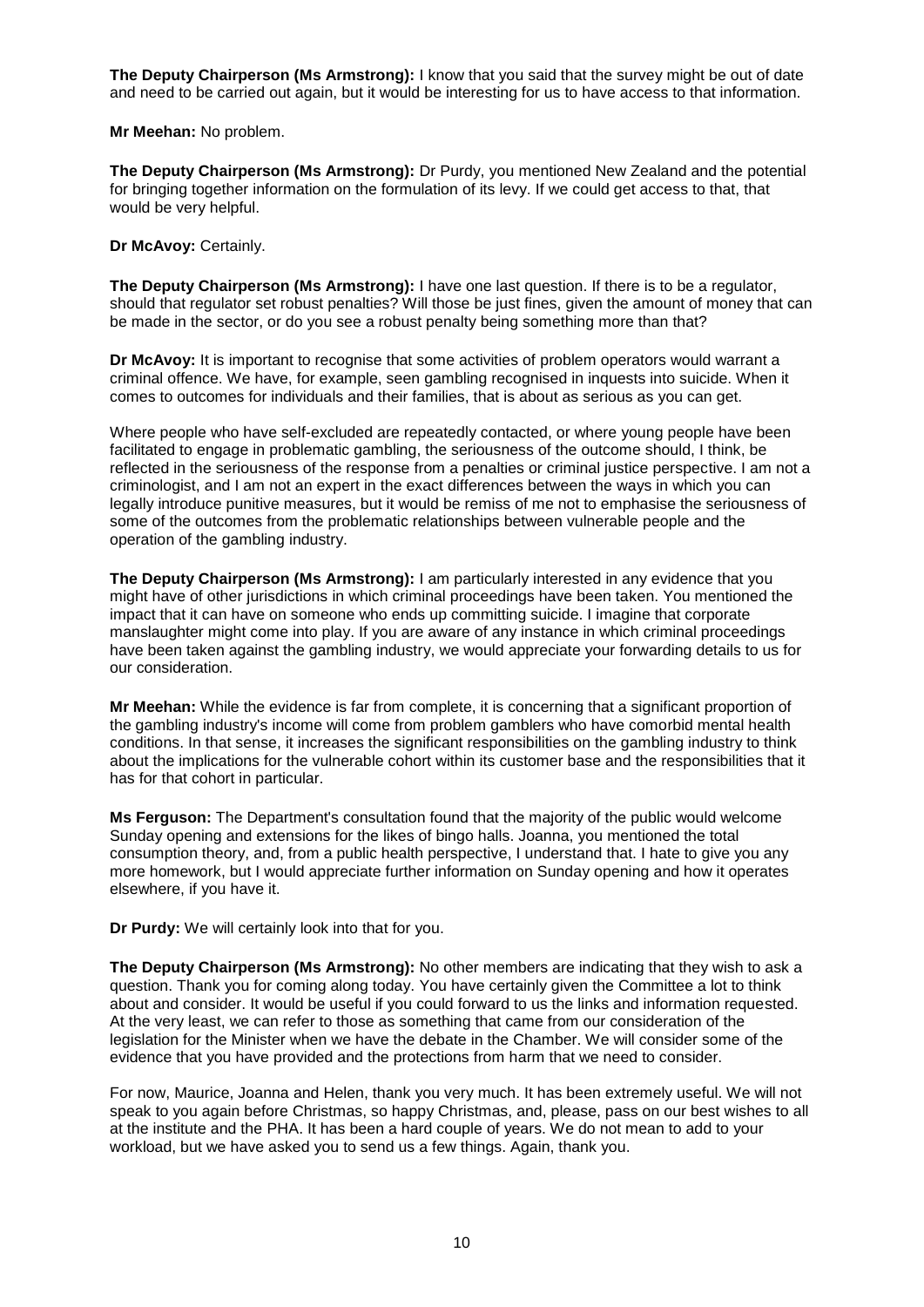**The Deputy Chairperson (Ms Armstrong):** I know that you said that the survey might be out of date and need to be carried out again, but it would be interesting for us to have access to that information.

**Mr Meehan:** No problem.

**The Deputy Chairperson (Ms Armstrong):** Dr Purdy, you mentioned New Zealand and the potential for bringing together information on the formulation of its levy. If we could get access to that, that would be very helpful.

**Dr McAvoy:** Certainly.

**The Deputy Chairperson (Ms Armstrong):** I have one last question. If there is to be a regulator, should that regulator set robust penalties? Will those be just fines, given the amount of money that can be made in the sector, or do you see a robust penalty being something more than that?

**Dr McAvoy:** It is important to recognise that some activities of problem operators would warrant a criminal offence. We have, for example, seen gambling recognised in inquests into suicide. When it comes to outcomes for individuals and their families, that is about as serious as you can get.

Where people who have self-excluded are repeatedly contacted, or where young people have been facilitated to engage in problematic gambling, the seriousness of the outcome should, I think, be reflected in the seriousness of the response from a penalties or criminal justice perspective. I am not a criminologist, and I am not an expert in the exact differences between the ways in which you can legally introduce punitive measures, but it would be remiss of me not to emphasise the seriousness of some of the outcomes from the problematic relationships between vulnerable people and the operation of the gambling industry.

**The Deputy Chairperson (Ms Armstrong):** I am particularly interested in any evidence that you might have of other jurisdictions in which criminal proceedings have been taken. You mentioned the impact that it can have on someone who ends up committing suicide. I imagine that corporate manslaughter might come into play. If you are aware of any instance in which criminal proceedings have been taken against the gambling industry, we would appreciate your forwarding details to us for our consideration.

**Mr Meehan:** While the evidence is far from complete, it is concerning that a significant proportion of the gambling industry's income will come from problem gamblers who have comorbid mental health conditions. In that sense, it increases the significant responsibilities on the gambling industry to think about the implications for the vulnerable cohort within its customer base and the responsibilities that it has for that cohort in particular.

**Ms Ferguson:** The Department's consultation found that the majority of the public would welcome Sunday opening and extensions for the likes of bingo halls. Joanna, you mentioned the total consumption theory, and, from a public health perspective, I understand that. I hate to give you any more homework, but I would appreciate further information on Sunday opening and how it operates elsewhere, if you have it.

**Dr Purdy:** We will certainly look into that for you.

**The Deputy Chairperson (Ms Armstrong):** No other members are indicating that they wish to ask a question. Thank you for coming along today. You have certainly given the Committee a lot to think about and consider. It would be useful if you could forward to us the links and information requested. At the very least, we can refer to those as something that came from our consideration of the legislation for the Minister when we have the debate in the Chamber. We will consider some of the evidence that you have provided and the protections from harm that we need to consider.

For now, Maurice, Joanna and Helen, thank you very much. It has been extremely useful. We will not speak to you again before Christmas, so happy Christmas, and, please, pass on our best wishes to all at the institute and the PHA. It has been a hard couple of years. We do not mean to add to your workload, but we have asked you to send us a few things. Again, thank you.